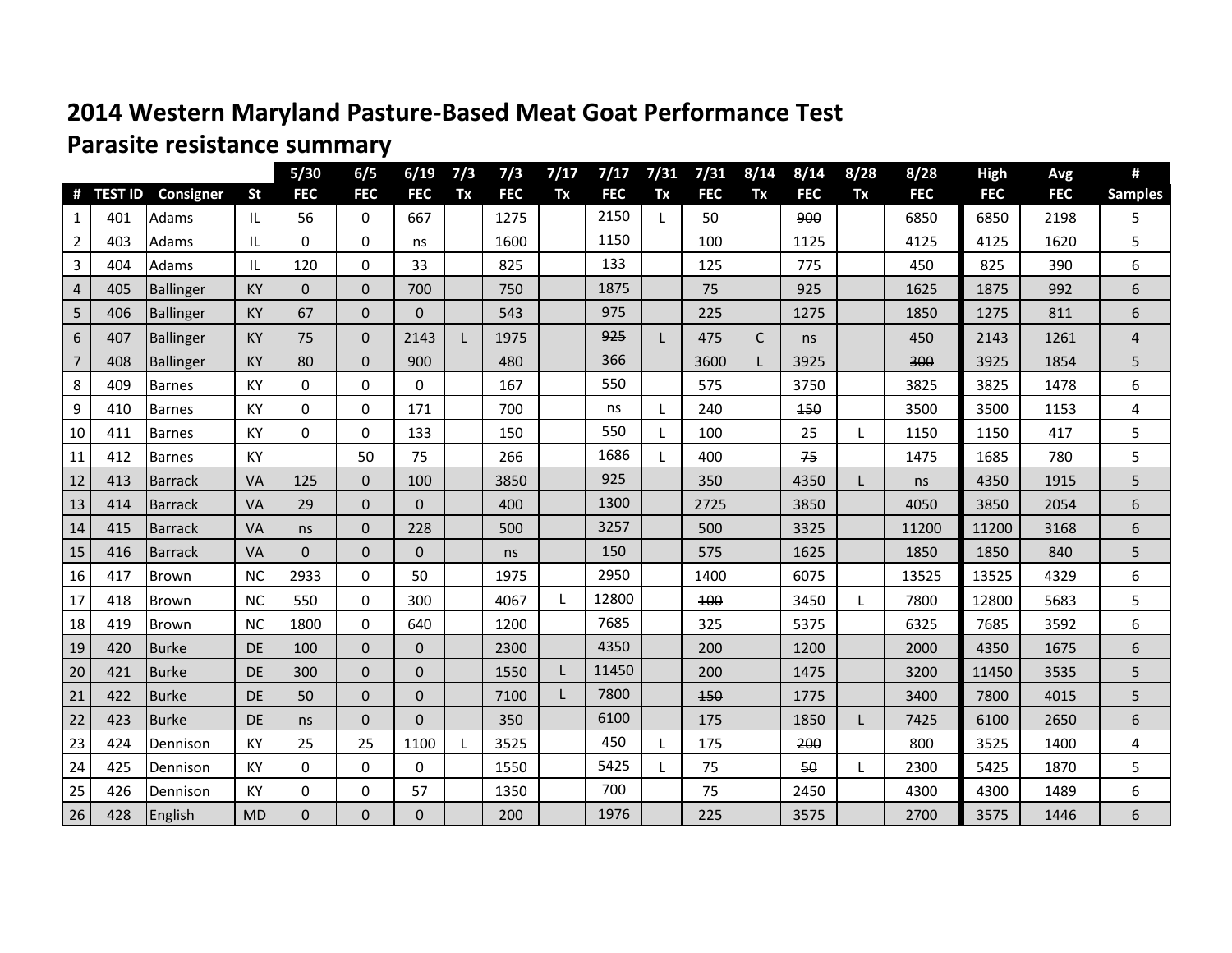# 2014 Western Maryland Pasture-Based Meat Goat Performance Test

## Parasite resistance summary

| # | TEST ID | Consigner | St | 5/30 FEC | 6/5 FEC | 6/19 FEC | 7/3 Tx | 7/3 FEC | 7/17 Tx | 7/17 FEC | 7/31 Tx | 7/31 FEC | 8/14 Tx | 8/14 FEC | 8/28 Tx | 8/28 FEC | High FEC | Avg FEC | # Samples |
|---|---|---|---|---|---|---|---|---|---|---|---|---|---|---|---|---|---|---|---|
| 1 | 401 | Adams | IL | 56 | 0 | 667 | | 1275 | | 2150 | L | 50 | | ~~900~~ | | 6850 | 6850 | 2198 | 5 |
| 2 | 403 | Adams | IL | 0 | 0 | ns | | 1600 | | 1150 | | 100 | | 1125 | | 4125 | 4125 | 1620 | 5 |
| 3 | 404 | Adams | IL | 120 | 0 | 33 | | 825 | | 133 | | 125 | | 775 | | 450 | 825 | 390 | 6 |
| 4 | 405 | Ballinger | KY | 0 | 0 | 700 | | 750 | | 1875 | | 75 | | 925 | | 1625 | 1875 | 992 | 6 |
| 5 | 406 | Ballinger | KY | 67 | 0 | 0 | | 543 | | 975 | | 225 | | 1275 | | 1850 | 1275 | 811 | 6 |
| 6 | 407 | Ballinger | KY | 75 | 0 | 2143 | L | 1975 | | ~~925~~ | L | 475 | C | ns | | 450 | 2143 | 1261 | 4 |
| 7 | 408 | Ballinger | KY | 80 | 0 | 900 | | 480 | | 366 | | 3600 | L | 3925 | | ~~300~~ | 3925 | 1854 | 5 |
| 8 | 409 | Barnes | KY | 0 | 0 | 0 | | 167 | | 550 | | 575 | | 3750 | | 3825 | 3825 | 1478 | 6 |
| 9 | 410 | Barnes | KY | 0 | 0 | 171 | | 700 | | ns | L | 240 | | ~~150~~ | | 3500 | 3500 | 1153 | 4 |
| 10 | 411 | Barnes | KY | 0 | 0 | 133 | | 150 | | 550 | L | 100 | | ~~25~~ | L | 1150 | 1150 | 417 | 5 |
| 11 | 412 | Barnes | KY | | 50 | 75 | | 266 | | 1686 | L | 400 | | ~~75~~ | | 1475 | 1685 | 780 | 5 |
| 12 | 413 | Barrack | VA | 125 | 0 | 100 | | 3850 | | 925 | | 350 | | 4350 | L | ns | 4350 | 1915 | 5 |
| 13 | 414 | Barrack | VA | 29 | 0 | 0 | | 400 | | 1300 | | 2725 | | 3850 | | 4050 | 3850 | 2054 | 6 |
| 14 | 415 | Barrack | VA | ns | 0 | 228 | | 500 | | 3257 | | 500 | | 3325 | | 11200 | 11200 | 3168 | 6 |
| 15 | 416 | Barrack | VA | 0 | 0 | 0 | | ns | | 150 | | 575 | | 1625 | | 1850 | 1850 | 840 | 5 |
| 16 | 417 | Brown | NC | 2933 | 0 | 50 | | 1975 | | 2950 | | 1400 | | 6075 | | 13525 | 13525 | 4329 | 6 |
| 17 | 418 | Brown | NC | 550 | 0 | 300 | | 4067 | L | 12800 | | ~~100~~ | | 3450 | L | 7800 | 12800 | 5683 | 5 |
| 18 | 419 | Brown | NC | 1800 | 0 | 640 | | 1200 | | 7685 | | 325 | | 5375 | | 6325 | 7685 | 3592 | 6 |
| 19 | 420 | Burke | DE | 100 | 0 | 0 | | 2300 | | 4350 | | 200 | | 1200 | | 2000 | 4350 | 1675 | 6 |
| 20 | 421 | Burke | DE | 300 | 0 | 0 | | 1550 | L | 11450 | | ~~200~~ | | 1475 | | 3200 | 11450 | 3535 | 5 |
| 21 | 422 | Burke | DE | 50 | 0 | 0 | | 7100 | L | 7800 | | ~~150~~ | | 1775 | | 3400 | 7800 | 4015 | 5 |
| 22 | 423 | Burke | DE | ns | 0 | 0 | | 350 | | 6100 | | 175 | | 1850 | L | 7425 | 6100 | 2650 | 6 |
| 23 | 424 | Dennison | KY | 25 | 25 | 1100 | L | 3525 | | ~~450~~ | L | 175 | | ~~200~~ | | 800 | 3525 | 1400 | 4 |
| 24 | 425 | Dennison | KY | 0 | 0 | 0 | | 1550 | | 5425 | L | 75 | | ~~50~~ | L | 2300 | 5425 | 1870 | 5 |
| 25 | 426 | Dennison | KY | 0 | 0 | 57 | | 1350 | | 700 | | 75 | | 2450 | | 4300 | 4300 | 1489 | 6 |
| 26 | 428 | English | MD | 0 | 0 | 0 | | 200 | | 1976 | | 225 | | 3575 | | 2700 | 3575 | 1446 | 6 |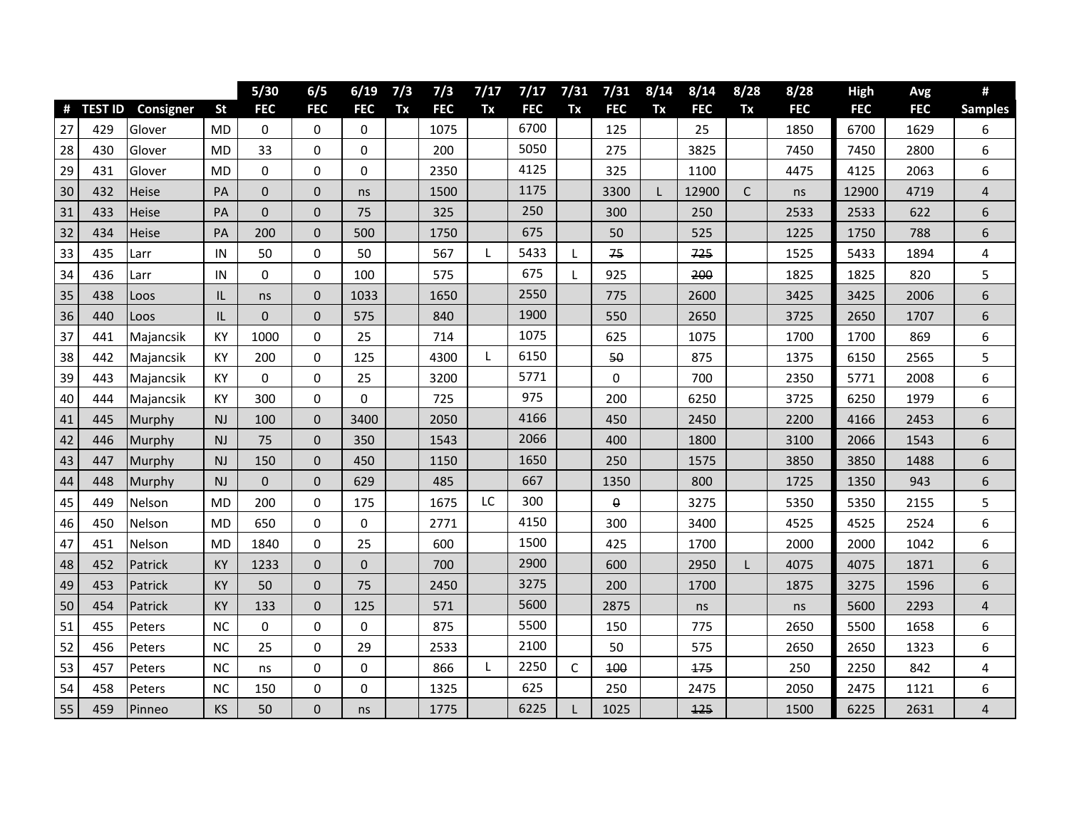| # | TEST ID | Consigner | St | 5/30 FEC | 6/5 FEC | 6/19 FEC | 7/3 Tx | 7/3 FEC | 7/17 Tx | 7/17 FEC | 7/31 Tx | 7/31 FEC | 8/14 Tx | 8/14 FEC | 8/28 Tx | 8/28 FEC | High FEC | Avg FEC | # Samples |
|---|---|---|---|---|---|---|---|---|---|---|---|---|---|---|---|---|---|---|---|
| 27 | 429 | Glover | MD | 0 | 0 | 0 | | 1075 | | 6700 | | 125 | | 25 | | 1850 | 6700 | 1629 | 6 |
| 28 | 430 | Glover | MD | 33 | 0 | 0 | | 200 | | 5050 | | 275 | | 3825 | | 7450 | 7450 | 2800 | 6 |
| 29 | 431 | Glover | MD | 0 | 0 | 0 | | 2350 | | 4125 | | 325 | | 1100 | | 4475 | 4125 | 2063 | 6 |
| 30 | 432 | Heise | PA | 0 | 0 | ns | | 1500 | | 1175 | | 3300 | L | 12900 | C | ns | 12900 | 4719 | 4 |
| 31 | 433 | Heise | PA | 0 | 0 | 75 | | 325 | | 250 | | 300 | | 250 | | 2533 | 2533 | 622 | 6 |
| 32 | 434 | Heise | PA | 200 | 0 | 500 | | 1750 | | 675 | | 50 | | 525 | | 1225 | 1750 | 788 | 6 |
| 33 | 435 | Larr | IN | 50 | 0 | 50 | | 567 | L | 5433 | L | ~~75~~ | | ~~725~~ | | 1525 | 5433 | 1894 | 4 |
| 34 | 436 | Larr | IN | 0 | 0 | 100 | | 575 | | 675 | L | 925 | | ~~200~~ | | 1825 | 1825 | 820 | 5 |
| 35 | 438 | Loos | IL | ns | 0 | 1033 | | 1650 | | 2550 | | 775 | | 2600 | | 3425 | 3425 | 2006 | 6 |
| 36 | 440 | Loos | IL | 0 | 0 | 575 | | 840 | | 1900 | | 550 | | 2650 | | 3725 | 2650 | 1707 | 6 |
| 37 | 441 | Majancsik | KY | 1000 | 0 | 25 | | 714 | | 1075 | | 625 | | 1075 | | 1700 | 1700 | 869 | 6 |
| 38 | 442 | Majancsik | KY | 200 | 0 | 125 | | 4300 | L | 6150 | | ~~50~~ | | 875 | | 1375 | 6150 | 2565 | 5 |
| 39 | 443 | Majancsik | KY | 0 | 0 | 25 | | 3200 | | 5771 | | 0 | | 700 | | 2350 | 5771 | 2008 | 6 |
| 40 | 444 | Majancsik | KY | 300 | 0 | 0 | | 725 | | 975 | | 200 | | 6250 | | 3725 | 6250 | 1979 | 6 |
| 41 | 445 | Murphy | NJ | 100 | 0 | 3400 | | 2050 | | 4166 | | 450 | | 2450 | | 2200 | 4166 | 2453 | 6 |
| 42 | 446 | Murphy | NJ | 75 | 0 | 350 | | 1543 | | 2066 | | 400 | | 1800 | | 3100 | 2066 | 1543 | 6 |
| 43 | 447 | Murphy | NJ | 150 | 0 | 450 | | 1150 | | 1650 | | 250 | | 1575 | | 3850 | 3850 | 1488 | 6 |
| 44 | 448 | Murphy | NJ | 0 | 0 | 629 | | 485 | | 667 | | 1350 | | 800 | | 1725 | 1350 | 943 | 6 |
| 45 | 449 | Nelson | MD | 200 | 0 | 175 | | 1675 | LC | 300 | | ~~0~~ | | 3275 | | 5350 | 5350 | 2155 | 5 |
| 46 | 450 | Nelson | MD | 650 | 0 | 0 | | 2771 | | 4150 | | 300 | | 3400 | | 4525 | 4525 | 2524 | 6 |
| 47 | 451 | Nelson | MD | 1840 | 0 | 25 | | 600 | | 1500 | | 425 | | 1700 | | 2000 | 2000 | 1042 | 6 |
| 48 | 452 | Patrick | KY | 1233 | 0 | 0 | | 700 | | 2900 | | 600 | | 2950 | L | 4075 | 4075 | 1871 | 6 |
| 49 | 453 | Patrick | KY | 50 | 0 | 75 | | 2450 | | 3275 | | 200 | | 1700 | | 1875 | 3275 | 1596 | 6 |
| 50 | 454 | Patrick | KY | 133 | 0 | 125 | | 571 | | 5600 | | 2875 | | ns | | ns | 5600 | 2293 | 4 |
| 51 | 455 | Peters | NC | 0 | 0 | 0 | | 875 | | 5500 | | 150 | | 775 | | 2650 | 5500 | 1658 | 6 |
| 52 | 456 | Peters | NC | 25 | 0 | 29 | | 2533 | | 2100 | | 50 | | 575 | | 2650 | 2650 | 1323 | 6 |
| 53 | 457 | Peters | NC | ns | 0 | 0 | | 866 | L | 2250 | C | ~~100~~ | | ~~175~~ | | 250 | 2250 | 842 | 4 |
| 54 | 458 | Peters | NC | 150 | 0 | 0 | | 1325 | | 625 | | 250 | | 2475 | | 2050 | 2475 | 1121 | 6 |
| 55 | 459 | Pinneo | KS | 50 | 0 | ns | | 1775 | | 6225 | L | 1025 | | ~~125~~ | | 1500 | 6225 | 2631 | 4 |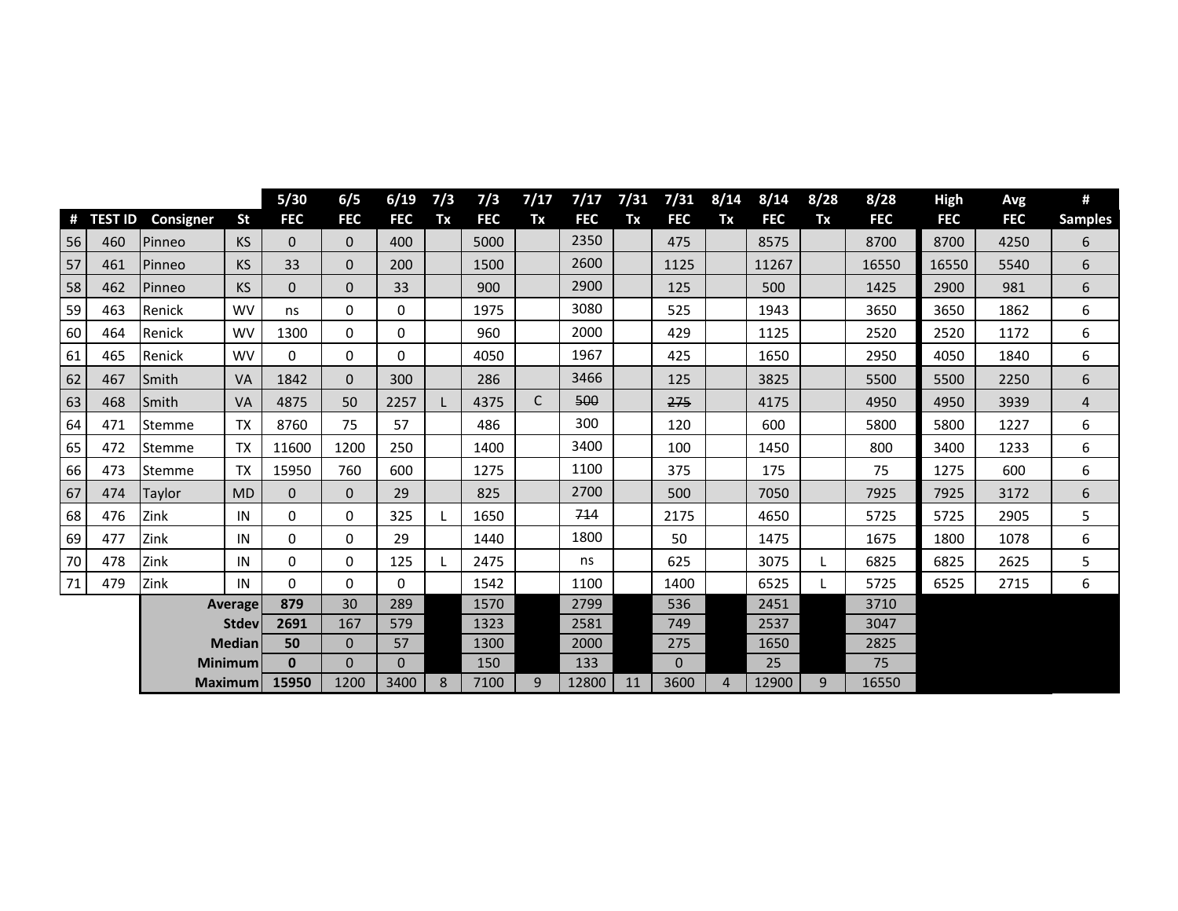| # | TEST ID | Consigner | St | 5/30 FEC | 6/5 FEC | 6/19 FEC | 7/3 Tx | 7/3 FEC | 7/17 Tx | 7/17 FEC | 7/31 Tx | 7/31 FEC | 8/14 Tx | 8/14 FEC | 8/28 Tx | 8/28 FEC | High FEC | Avg FEC | # Samples |
|---|---|---|---|---|---|---|---|---|---|---|---|---|---|---|---|---|---|---|---|
| 56 | 460 | Pinneo | KS | 0 | 0 | 400 | | 5000 | | 2350 | | 475 | | 8575 | | 8700 | 8700 | 4250 | 6 |
| 57 | 461 | Pinneo | KS | 33 | 0 | 200 | | 1500 | | 2600 | | 1125 | | 11267 | | 16550 | 16550 | 5540 | 6 |
| 58 | 462 | Pinneo | KS | 0 | 0 | 33 | | 900 | | 2900 | | 125 | | 500 | | 1425 | 2900 | 981 | 6 |
| 59 | 463 | Renick | WV | ns | 0 | 0 | | 1975 | | 3080 | | 525 | | 1943 | | 3650 | 3650 | 1862 | 6 |
| 60 | 464 | Renick | WV | 1300 | 0 | 0 | | 960 | | 2000 | | 429 | | 1125 | | 2520 | 2520 | 1172 | 6 |
| 61 | 465 | Renick | WV | 0 | 0 | 0 | | 4050 | | 1967 | | 425 | | 1650 | | 2950 | 4050 | 1840 | 6 |
| 62 | 467 | Smith | VA | 1842 | 0 | 300 | | 286 | | 3466 | | 125 | | 3825 | | 5500 | 5500 | 2250 | 6 |
| 63 | 468 | Smith | VA | 4875 | 50 | 2257 | L | 4375 | C | ~~500~~ | | ~~275~~ | | 4175 | | 4950 | 4950 | 3939 | 4 |
| 64 | 471 | Stemme | TX | 8760 | 75 | 57 | | 486 | | 300 | | 120 | | 600 | | 5800 | 5800 | 1227 | 6 |
| 65 | 472 | Stemme | TX | 11600 | 1200 | 250 | | 1400 | | 3400 | | 100 | | 1450 | | 800 | 3400 | 1233 | 6 |
| 66 | 473 | Stemme | TX | 15950 | 760 | 600 | | 1275 | | 1100 | | 375 | | 175 | | 75 | 1275 | 600 | 6 |
| 67 | 474 | Taylor | MD | 0 | 0 | 29 | | 825 | | 2700 | | 500 | | 7050 | | 7925 | 7925 | 3172 | 6 |
| 68 | 476 | Zink | IN | 0 | 0 | 325 | L | 1650 | | ~~714~~ | | 2175 | | 4650 | | 5725 | 5725 | 2905 | 5 |
| 69 | 477 | Zink | IN | 0 | 0 | 29 | | 1440 | | 1800 | | 50 | | 1475 | | 1675 | 1800 | 1078 | 6 |
| 70 | 478 | Zink | IN | 0 | 0 | 125 | L | 2475 | | ns | | 625 | | 3075 | L | 6825 | 6825 | 2625 | 5 |
| 71 | 479 | Zink | IN | 0 | 0 | 0 | | 1542 | | 1100 | | 1400 | | 6525 | L | 5725 | 6525 | 2715 | 6 |
| | | **Average** | | **879** | 30 | 289 | | 1570 | | 2799 | | 536 | | 2451 | | 3710 | | | |
| | | **Stdev** | | **2691** | 167 | 579 | | 1323 | | 2581 | | 749 | | 2537 | | 3047 | | | |
| | | **Median** | | **50** | 0 | 57 | | 1300 | | 2000 | | 275 | | 1650 | | 2825 | | | |
| | | **Minimum** | | **0** | 0 | 0 | | 150 | | 133 | | 0 | | 25 | | 75 | | | |
| | | **Maximum** | | **15950** | 1200 | 3400 | 8 | 7100 | 9 | 12800 | 11 | 3600 | 4 | 12900 | 9 | 16550 | | | |